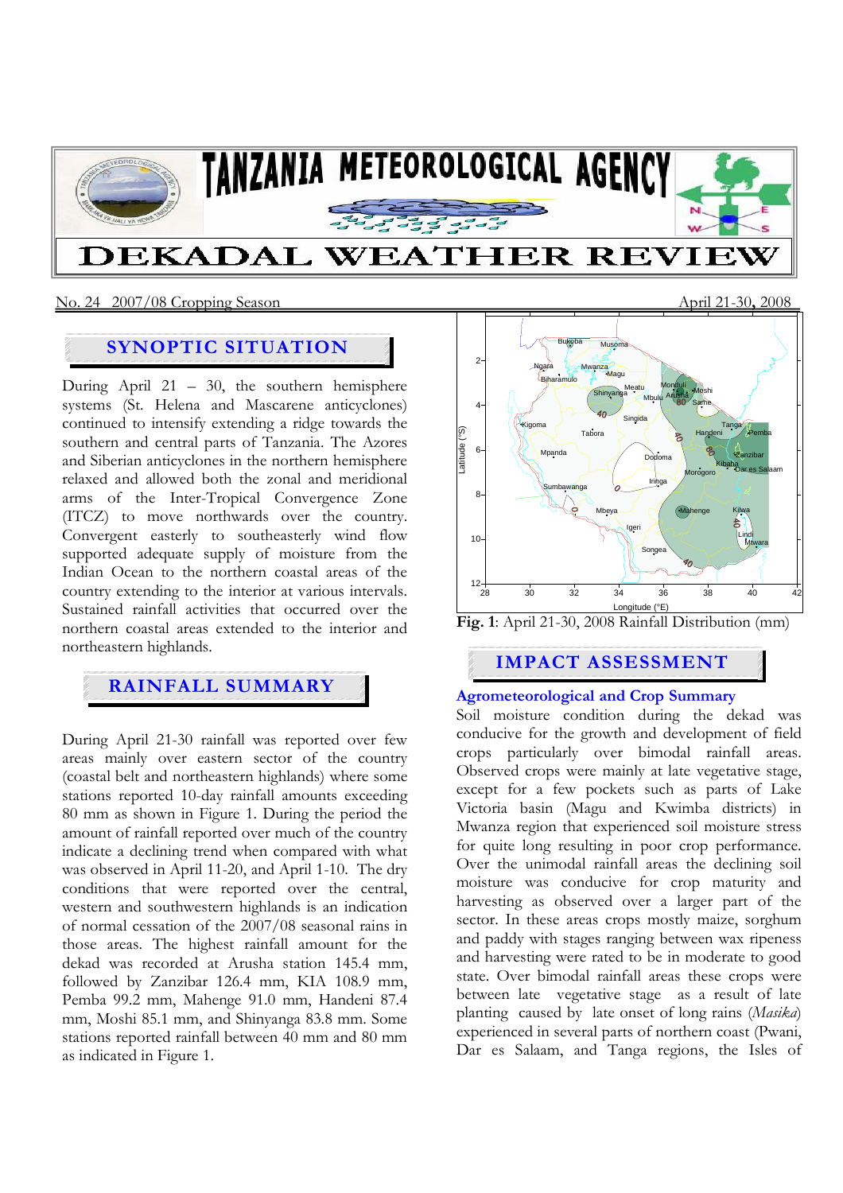# TANZANIA METEOROLOGICAL AGENCY

# DEKADAL WEATHER REVIEW

No. 24 2007/08 Cropping Season — April 21-30, 2008

## SYNOPTIC SITUATION

During April 21 – 30, the southern hemisphere systems (St. Helena and Mascarene anticyclones) continued to intensify extending a ridge towards the southern and central parts of Tanzania. The Azores and Siberian anticyclones in the northern hemisphere relaxed and allowed both the zonal and meridional arms of the Inter-Tropical Convergence Zone (ITCZ) to move northwards over the country. Convergent easterly to southeasterly wind flow supported adequate supply of moisture from the Indian Ocean to the northern coastal areas of the country extending to the interior at various intervals. Sustained rainfall activities that occurred over the northern coastal areas extended to the interior and northeastern highlands.

## RAINFALL SUMMARY

During April 21-30 rainfall was reported over few areas mainly over eastern sector of the country (coastal belt and northeastern highlands) where some stations reported 10-day rainfall amounts exceeding 80 mm as shown in Figure 1. During the period the amount of rainfall reported over much of the country indicate a declining trend when compared with what was observed in April 11-20, and April 1-10. The dry conditions that were reported over the central, western and southwestern highlands is an indication of normal cessation of the 2007/08 seasonal rains in those areas. The highest rainfall amount for the dekad was recorded at Arusha station 145.4 mm, followed by Zanzibar 126.4 mm, KIA 108.9 mm, Pemba 99.2 mm, Mahenge 91.0 mm, Handeni 87.4 mm, Moshi 85.1 mm, and Shinyanga 83.8 mm. Some stations reported rainfall between 40 mm and 80 mm as indicated in Figure 1.

**Fig. 1**: April 21-30, 2008 Rainfall Distribution (mm)

## IMPACT ASSESSMENT

### Agrometeorological and Crop Summary

Soil moisture condition during the dekad was conducive for the growth and development of field crops particularly over bimodal rainfall areas. Observed crops were mainly at late vegetative stage, except for a few pockets such as parts of Lake Victoria basin (Magu and Kwimba districts) in Mwanza region that experienced soil moisture stress for quite long resulting in poor crop performance. Over the unimodal rainfall areas the declining soil moisture was conducive for crop maturity and harvesting as observed over a larger part of the sector. In these areas crops mostly maize, sorghum and paddy with stages ranging between wax ripeness and harvesting were rated to be in moderate to good state. Over bimodal rainfall areas these crops were between late vegetative stage as a result of late planting caused by late onset of long rains (*Masika*) experienced in several parts of northern coast (Pwani, Dar es Salaam, and Tanga regions, the Isles of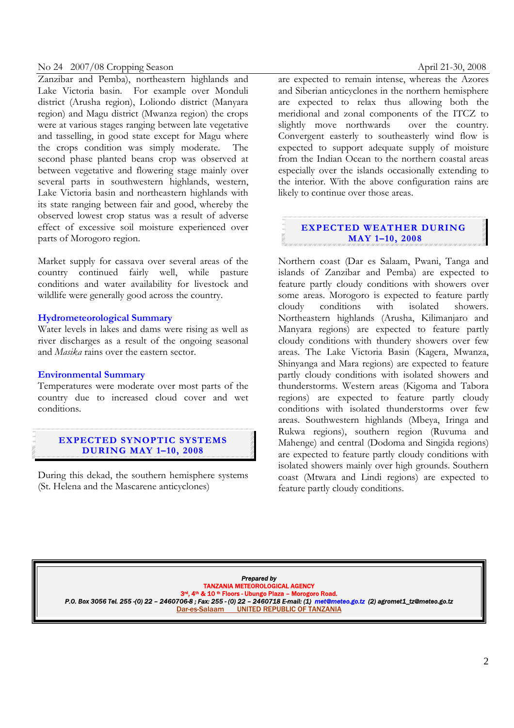Zanzibar and Pemba), northeastern highlands and Lake Victoria basin. For example over Monduli district (Arusha region), Loliondo district (Manyara region) and Magu district (Mwanza region) the crops were at various stages ranging between late vegetative and tasselling, in good state except for Magu where the crops condition was simply moderate. The second phase planted beans crop was observed at between vegetative and flowering stage mainly over several parts in southwestern highlands, western, Lake Victoria basin and northeastern highlands with its state ranging between fair and good, whereby the observed lowest crop status was a result of adverse effect of excessive soil moisture experienced over parts of Morogoro region.

Market supply for cassava over several areas of the country continued fairly well, while pasture conditions and water availability for livestock and wildlife were generally good across the country.

## Hydrometeorological Summary

Water levels in lakes and dams were rising as well as river discharges as a result of the ongoing seasonal and *Masika* rains over the eastern sector.

## Environmental Summary

Temperatures were moderate over most parts of the country due to increased cloud cover and wet conditions.

## EXPECTED SYNOPTIC SYSTEMS DURING MAY 1–10, 2008

During this dekad, the southern hemisphere systems (St. Helena and the Mascarene anticyclones) are expected to remain intense, whereas the Azores and Siberian anticyclones in the northern hemisphere are expected to relax thus allowing both the meridional and zonal components of the ITCZ to slightly move northwards over the country. Convergent easterly to southeasterly wind flow is expected to support adequate supply of moisture from the Indian Ocean to the northern coastal areas especially over the islands occasionally extending to the interior. With the above configuration rains are likely to continue over those areas.

## EXPECTED WEATHER DURING MAY 1–10, 2008

Northern coast (Dar es Salaam, Pwani, Tanga and islands of Zanzibar and Pemba) are expected to feature partly cloudy conditions with showers over some areas. Morogoro is expected to feature partly cloudy conditions with isolated showers. Northeastern highlands (Arusha, Kilimanjaro and Manyara regions) are expected to feature partly cloudy conditions with thundery showers over few areas. The Lake Victoria Basin (Kagera, Mwanza, Shinyanga and Mara regions) are expected to feature partly cloudy conditions with isolated showers and thunderstorms. Western areas (Kigoma and Tabora regions) are expected to feature partly cloudy conditions with isolated thunderstorms over few areas. Southwestern highlands (Mbeya, Iringa and Rukwa regions), southern region (Ruvuma and Mahenge) and central (Dodoma and Singida regions) are expected to feature partly cloudy conditions with isolated showers mainly over high grounds. Southern coast (Mtwara and Lindi regions) are expected to feature partly cloudy conditions.

*Prepared by*
**TANZANIA METEOROLOGICAL AGENCY**
**3rd, 4th & 10th Floors - Ubungo Plaza – Morogoro Road.**
*P.O. Box 3056 Tel. 255 -(0) 22 – 2460706-8 ; Fax: 255 - (0) 22 – 2460718 E-mail: (1) met@meteo.go.tz (2) agromet1_tz@meteo.go.tz*
Dar-es-Salaam UNITED REPUBLIC OF TANZANIA